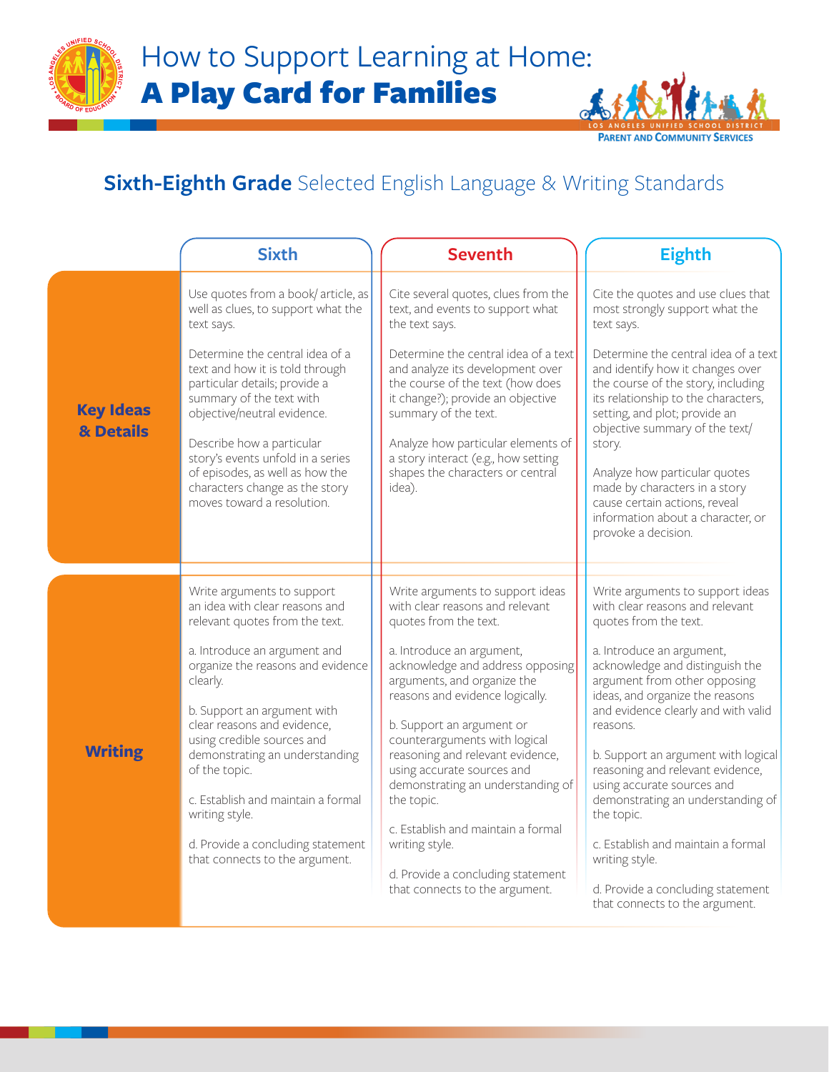# How to Support Learning at Home: **A Play Card for Families**

LOS ANGELES UNIFIED SCHOOL DISTRICT
PARENT AND COMMUNITY SERVICES

## **Sixth-Eighth Grade** Selected English Language & Writing Standards

| | Sixth | Seventh | Eighth |
|---|---|---|---|
| **Key Ideas & Details** | Use quotes from a book/ article, as well as clues, to support what the text says.<br><br>Determine the central idea of a text and how it is told through particular details; provide a summary of the text with objective/neutral evidence.<br><br>Describe how a particular story's events unfold in a series of episodes, as well as how the characters change as the story moves toward a resolution. | Cite several quotes, clues from the text, and events to support what the text says.<br><br>Determine the central idea of a text and analyze its development over the course of the text (how does it change?); provide an objective summary of the text.<br><br>Analyze how particular elements of a story interact (e.g., how setting shapes the characters or central idea). | Cite the quotes and use clues that most strongly support what the text says.<br><br>Determine the central idea of a text and identify how it changes over the course of the story, including its relationship to the characters, setting, and plot; provide an objective summary of the text/ story.<br><br>Analyze how particular quotes made by characters in a story cause certain actions, reveal information about a character, or provoke a decision. |
| **Writing** | Write arguments to support an idea with clear reasons and relevant quotes from the text.<br><br>a. Introduce an argument and organize the reasons and evidence clearly.<br><br>b. Support an argument with clear reasons and evidence, using credible sources and demonstrating an understanding of the topic.<br><br>c. Establish and maintain a formal writing style.<br><br>d. Provide a concluding statement that connects to the argument. | Write arguments to support ideas with clear reasons and relevant quotes from the text.<br><br>a. Introduce an argument, acknowledge and address opposing arguments, and organize the reasons and evidence logically.<br><br>b. Support an argument or counterarguments with logical reasoning and relevant evidence, using accurate sources and demonstrating an understanding of the topic.<br><br>c. Establish and maintain a formal writing style.<br><br>d. Provide a concluding statement that connects to the argument. | Write arguments to support ideas with clear reasons and relevant quotes from the text.<br><br>a. Introduce an argument, acknowledge and distinguish the argument from other opposing ideas, and organize the reasons and evidence clearly and with valid reasons.<br><br>b. Support an argument with logical reasoning and relevant evidence, using accurate sources and demonstrating an understanding of the topic.<br><br>c. Establish and maintain a formal writing style.<br><br>d. Provide a concluding statement that connects to the argument. |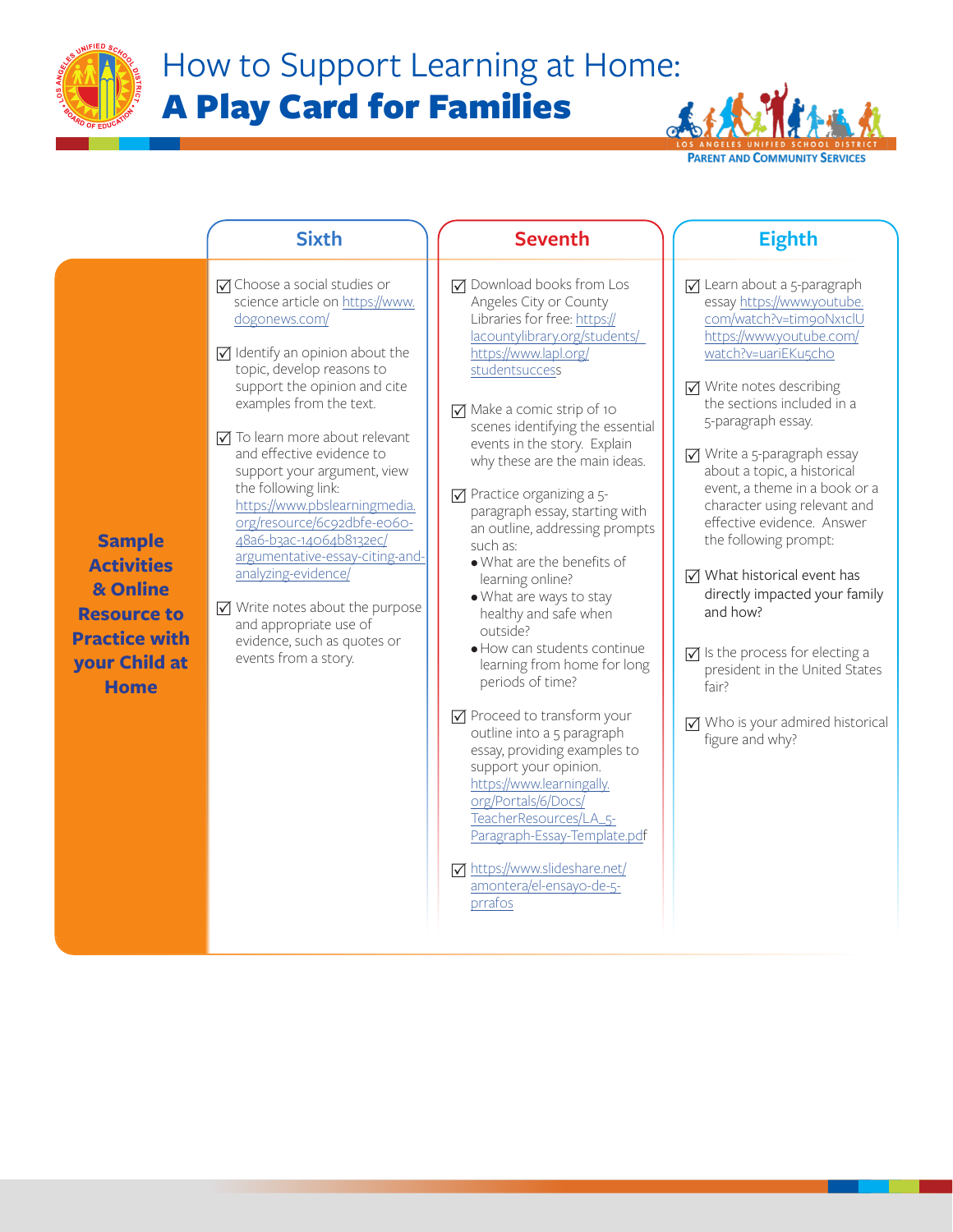# How to Support Learning at Home:
# **A Play Card for Families**

LOS ANGELES UNIFIED SCHOOL DISTRICT
PARENT AND COMMUNITY SERVICES

| | Sixth | Seventh | Eighth |
|---|---|---|---|
| **Sample Activities & Online Resource to Practice with your Child at Home** | ☑ Choose a social studies or science article on https://www.dogonews.com/<br><br>☑ Identify an opinion about the topic, develop reasons to support the opinion and cite examples from the text.<br><br>☑ To learn more about relevant and effective evidence to support your argument, view the following link: https://www.pbslearningmedia.org/resource/6c92dbfe-e060-48a6-b3ac-14064b8132ec/argumentative-essay-citing-and-analyzing-evidence/<br><br>☑ Write notes about the purpose and appropriate use of evidence, such as quotes or events from a story. | ☑ Download books from Los Angeles City or County Libraries for free: https://lacountylibrary.org/students/ https://www.lapl.org/studentsuccess<br><br>☑ Make a comic strip of 10 scenes identifying the essential events in the story. Explain why these are the main ideas.<br><br>☑ Practice organizing a 5-paragraph essay, starting with an outline, addressing prompts such as:<br>• What are the benefits of learning online?<br>• What are ways to stay healthy and safe when outside?<br>• How can students continue learning from home for long periods of time?<br><br>☑ Proceed to transform your outline into a 5 paragraph essay, providing examples to support your opinion. https://www.learningally.org/Portals/6/Docs/TeacherResources/LA_5-Paragraph-Essay-Template.pdf<br><br>☑ https://www.slideshare.net/amontera/el-ensayo-de-5-prrafos | ☑ Learn about a 5-paragraph essay https://www.youtube.com/watch?v=tim9oNx1clU https://www.youtube.com/watch?v=uariEKu5cho<br><br>☑ Write notes describing the sections included in a 5-paragraph essay.<br><br>☑ Write a 5-paragraph essay about a topic, a historical event, a theme in a book or a character using relevant and effective evidence. Answer the following prompt:<br><br>☑ What historical event has directly impacted your family and how?<br><br>☑ Is the process for electing a president in the United States fair?<br><br>☑ Who is your admired historical figure and why? |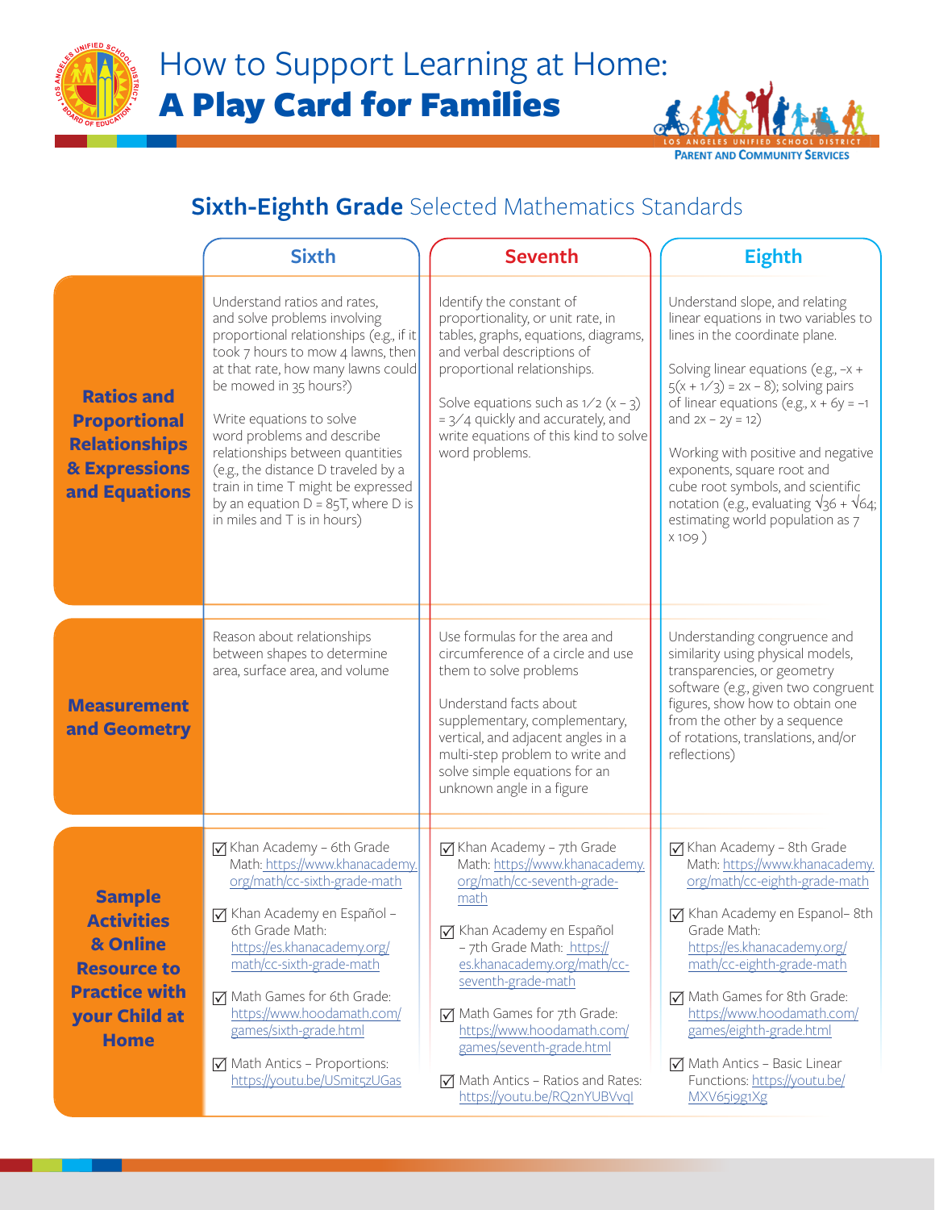# How to Support Learning at Home: **A Play Card for Families**

LOS ANGELES UNIFIED SCHOOL DISTRICT
PARENT AND COMMUNITY SERVICES

## **Sixth-Eighth Grade** Selected Mathematics Standards

| | Sixth | Seventh | Eighth |
|---|---|---|---|
| **Ratios and Proportional Relationships & Expressions and Equations** | Understand ratios and rates, and solve problems involving proportional relationships (e.g., if it took 7 hours to mow 4 lawns, then at that rate, how many lawns could be mowed in 35 hours?)<br><br>Write equations to solve word problems and describe relationships between quantities (e.g., the distance D traveled by a train in time T might be expressed by an equation D = 85T, where D is in miles and T is in hours) | Identify the constant of proportionality, or unit rate, in tables, graphs, equations, diagrams, and verbal descriptions of proportional relationships.<br><br>Solve equations such as $1/2 (x – 3) = 3/4$ quickly and accurately, and write equations of this kind to solve word problems. | Understand slope, and relating linear equations in two variables to lines in the coordinate plane.<br><br>Solving linear equations (e.g., $–x + 5(x + 1/3) = 2x – 8$); solving pairs of linear equations (e.g., $x + 6y = –1$ and $2x – 2y = 12$)<br><br>Working with positive and negative exponents, square root and cube root symbols, and scientific notation (e.g., evaluating $\sqrt{36} + \sqrt{64}$; estimating world population as 7 x 109 ) |
| **Measurement and Geometry** | Reason about relationships between shapes to determine area, surface area, and volume | Use formulas for the area and circumference of a circle and use them to solve problems<br><br>Understand facts about supplementary, complementary, vertical, and adjacent angles in a multi-step problem to write and solve simple equations for an unknown angle in a figure | Understanding congruence and similarity using physical models, transparencies, or geometry software (e.g., given two congruent figures, show how to obtain one from the other by a sequence of rotations, translations, and/or reflections) |
| **Sample Activities & Online Resource to Practice with your Child at Home** | ☑ Khan Academy – 6th Grade Math: https://www.khanacademy.org/math/cc-sixth-grade-math<br><br>☑ Khan Academy en Español – 6th Grade Math: https://es.khanacademy.org/math/cc-sixth-grade-math<br><br>☑ Math Games for 6th Grade: https://www.hoodamath.com/games/sixth-grade.html<br><br>☑ Math Antics – Proportions: https://youtu.be/USmit5zUGas | ☑ Khan Academy – 7th Grade Math: https://www.khanacademy.org/math/cc-seventh-grade-math<br><br>☑ Khan Academy en Español – 7th Grade Math: https://es.khanacademy.org/math/cc-seventh-grade-math<br><br>☑ Math Games for 7th Grade: https://www.hoodamath.com/games/seventh-grade.html<br><br>☑ Math Antics – Ratios and Rates: https://youtu.be/RQ2nYUBVvqI | ☑ Khan Academy – 8th Grade Math: https://www.khanacademy.org/math/cc-eighth-grade-math<br><br>☑ Khan Academy en Espanol– 8th Grade Math: https://es.khanacademy.org/math/cc-eighth-grade-math<br><br>☑ Math Games for 8th Grade: https://www.hoodamath.com/games/eighth-grade.html<br><br>☑ Math Antics – Basic Linear Functions: https://youtu.be/MXV65i9g1Xg |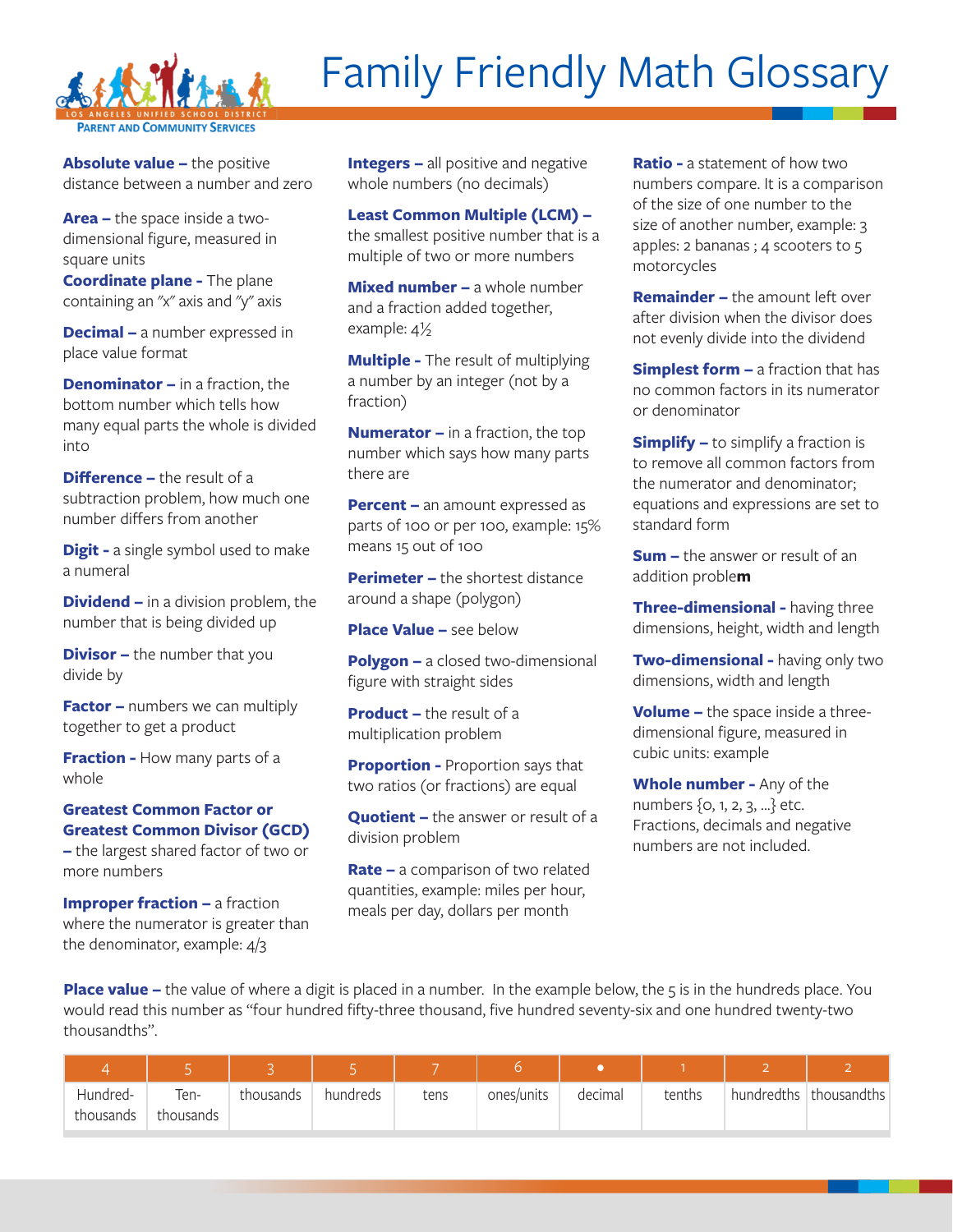# Family Friendly Math Glossary

LOS ANGELES UNIFIED SCHOOL DISTRICT
PARENT AND COMMUNITY SERVICES

**Absolute value –** the positive distance between a number and zero

**Area –** the space inside a two-dimensional figure, measured in square units

**Coordinate plane -** The plane containing an "x" axis and "y" axis

**Decimal –** a number expressed in place value format

**Denominator –** in a fraction, the bottom number which tells how many equal parts the whole is divided into

**Difference –** the result of a subtraction problem, how much one number differs from another

**Digit -** a single symbol used to make a numeral

**Dividend –** in a division problem, the number that is being divided up

**Divisor –** the number that you divide by

**Factor –** numbers we can multiply together to get a product

**Fraction -** How many parts of a whole

**Greatest Common Factor or Greatest Common Divisor (GCD) –** the largest shared factor of two or more numbers

**Improper fraction –** a fraction where the numerator is greater than the denominator, example: 4/3

**Integers –** all positive and negative whole numbers (no decimals)

**Least Common Multiple (LCM) –** the smallest positive number that is a multiple of two or more numbers

**Mixed number –** a whole number and a fraction added together, example: 4½

**Multiple -** The result of multiplying a number by an integer (not by a fraction)

**Numerator –** in a fraction, the top number which says how many parts there are

**Percent –** an amount expressed as parts of 100 or per 100, example: 15% means 15 out of 100

**Perimeter –** the shortest distance around a shape (polygon)

**Place Value –** see below

**Polygon –** a closed two-dimensional figure with straight sides

**Product –** the result of a multiplication problem

**Proportion -** Proportion says that two ratios (or fractions) are equal

**Quotient –** the answer or result of a division problem

**Rate –** a comparison of two related quantities, example: miles per hour, meals per day, dollars per month

**Ratio -** a statement of how two numbers compare. It is a comparison of the size of one number to the size of another number, example: 3 apples: 2 bananas ; 4 scooters to 5 motorcycles

**Remainder –** the amount left over after division when the divisor does not evenly divide into the dividend

**Simplest form –** a fraction that has no common factors in its numerator or denominator

**Simplify –** to simplify a fraction is to remove all common factors from the numerator and denominator; equations and expressions are set to standard form

**Sum –** the answer or result of an addition problem

**Three-dimensional -** having three dimensions, height, width and length

**Two-dimensional -** having only two dimensions, width and length

**Volume –** the space inside a three-dimensional figure, measured in cubic units: example

**Whole number -** Any of the numbers {0, 1, 2, 3, ...} etc. Fractions, decimals and negative numbers are not included.

**Place value –** the value of where a digit is placed in a number. In the example below, the 5 is in the hundreds place. You would read this number as "four hundred fifty-three thousand, five hundred seventy-six and one hundred twenty-two thousandths".

| 4 | 5 | 3 | 5 | 7 | 6 | • | 1 | 2 | 2 |
|---|---|---|---|---|---|---|---|---|---|
| Hundred-thousands | Ten-thousands | thousands | hundreds | tens | ones/units | decimal | tenths | hundredths | thousandths |